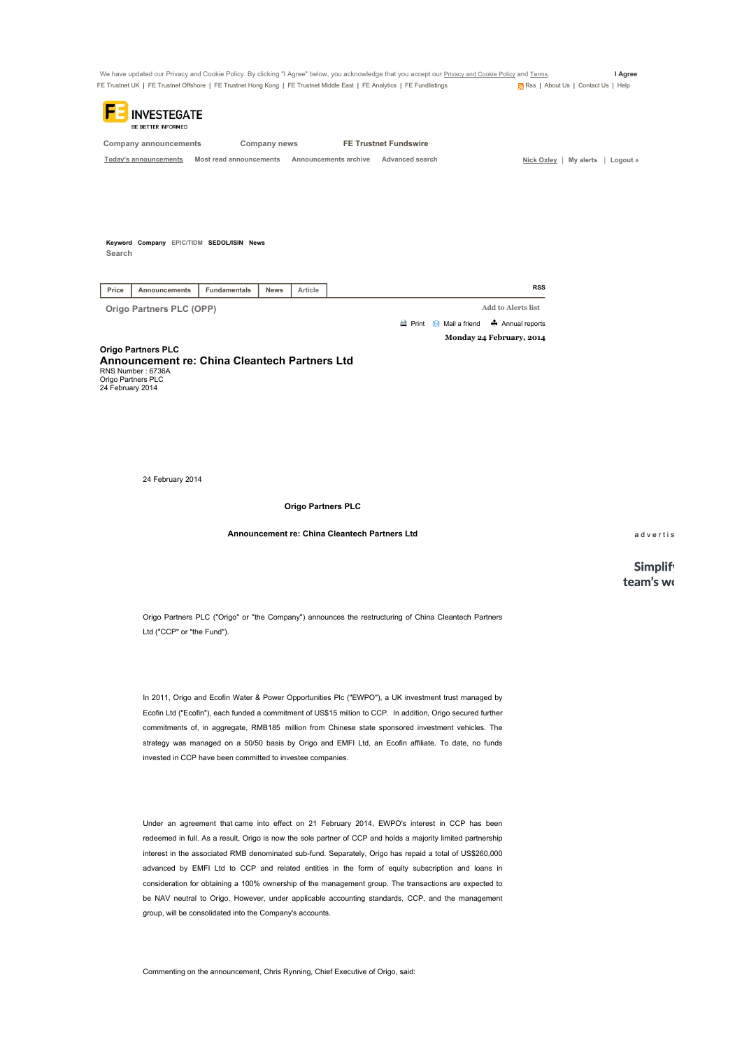**Origo Partners PLC**

## Announcement re: China Cleantech Partners Ltd

RNS Number : 6736A
Origo Partners PLC
24 February 2014

24 February 2014

**Origo Partners PLC**

**Announcement re: China Cleantech Partners Ltd**

Origo Partners PLC ("Origo" or "the Company") announces the restructuring of China Cleantech Partners Ltd ("CCP" or "the Fund").

In 2011, Origo and Ecofin Water & Power Opportunities Plc ("EWPO"), a UK investment trust managed by Ecofin Ltd ("Ecofin"), each funded a commitment of US$15 million to CCP. In addition, Origo secured further commitments of, in aggregate, RMB185 million from Chinese state sponsored investment vehicles. The strategy was managed on a 50/50 basis by Origo and EMFI Ltd, an Ecofin affiliate. To date, no funds invested in CCP have been committed to investee companies.

Under an agreement that came into effect on 21 February 2014, EWPO's interest in CCP has been redeemed in full. As a result, Origo is now the sole partner of CCP and holds a majority limited partnership interest in the associated RMB denominated sub-fund. Separately, Origo has repaid a total of US$260,000 advanced by EMFI Ltd to CCP and related entities in the form of equity subscription and loans in consideration for obtaining a 100% ownership of the management group. The transactions are expected to be NAV neutral to Origo. However, under applicable accounting standards, CCP, and the management group, will be consolidated into the Company's accounts.

Commenting on the announcement, Chris Rynning, Chief Executive of Origo, said: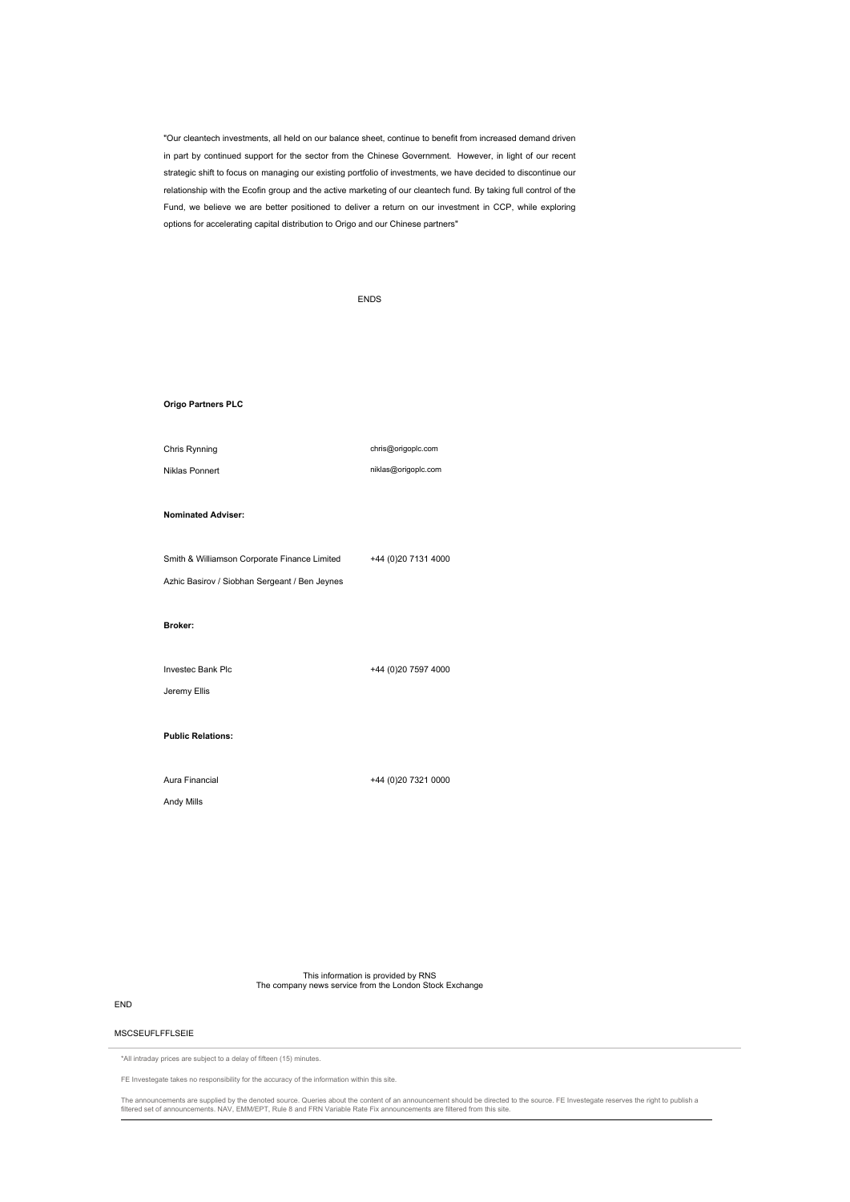"Our cleantech investments, all held on our balance sheet, continue to benefit from increased demand driven in part by continued support for the sector from the Chinese Government. However, in light of our recent strategic shift to focus on managing our existing portfolio of investments, we have decided to discontinue our relationship with the Ecofin group and the active marketing of our cleantech fund. By taking full control of the Fund, we believe we are better positioned to deliver a return on our investment in CCP, while exploring options for accelerating capital distribution to Origo and our Chinese partners"

ENDS

**Origo Partners PLC**

| | |
|---|---|
| Chris Rynning | chris@origoplc.com |
| Niklas Ponnert | niklas@origoplc.com |

**Nominated Adviser:**

| | |
|---|---|
| Smith & Williamson Corporate Finance Limited | +44 (0)20 7131 4000 |
| Azhic Basirov / Siobhan Sergeant / Ben Jeynes | |

**Broker:**

| | |
|---|---|
| Investec Bank Plc | +44 (0)20 7597 4000 |
| Jeremy Ellis | |

**Public Relations:**

| | |
|---|---|
| Aura Financial | +44 (0)20 7321 0000 |
| Andy Mills | |

This information is provided by RNS
The company news service from the London Stock Exchange

END

MSCSEUFLFFLSEIE

*All intraday prices are subject to a delay of fifteen (15) minutes.

FE Investegate takes no responsibility for the accuracy of the information within this site.

The announcements are supplied by the denoted source. Queries about the content of an announcement should be directed to the source. FE Investegate reserves the right to publish a filtered set of announcements. NAV, EMM/EPT, Rule 8 and FRN Variable Rate Fix announcements are filtered from this site.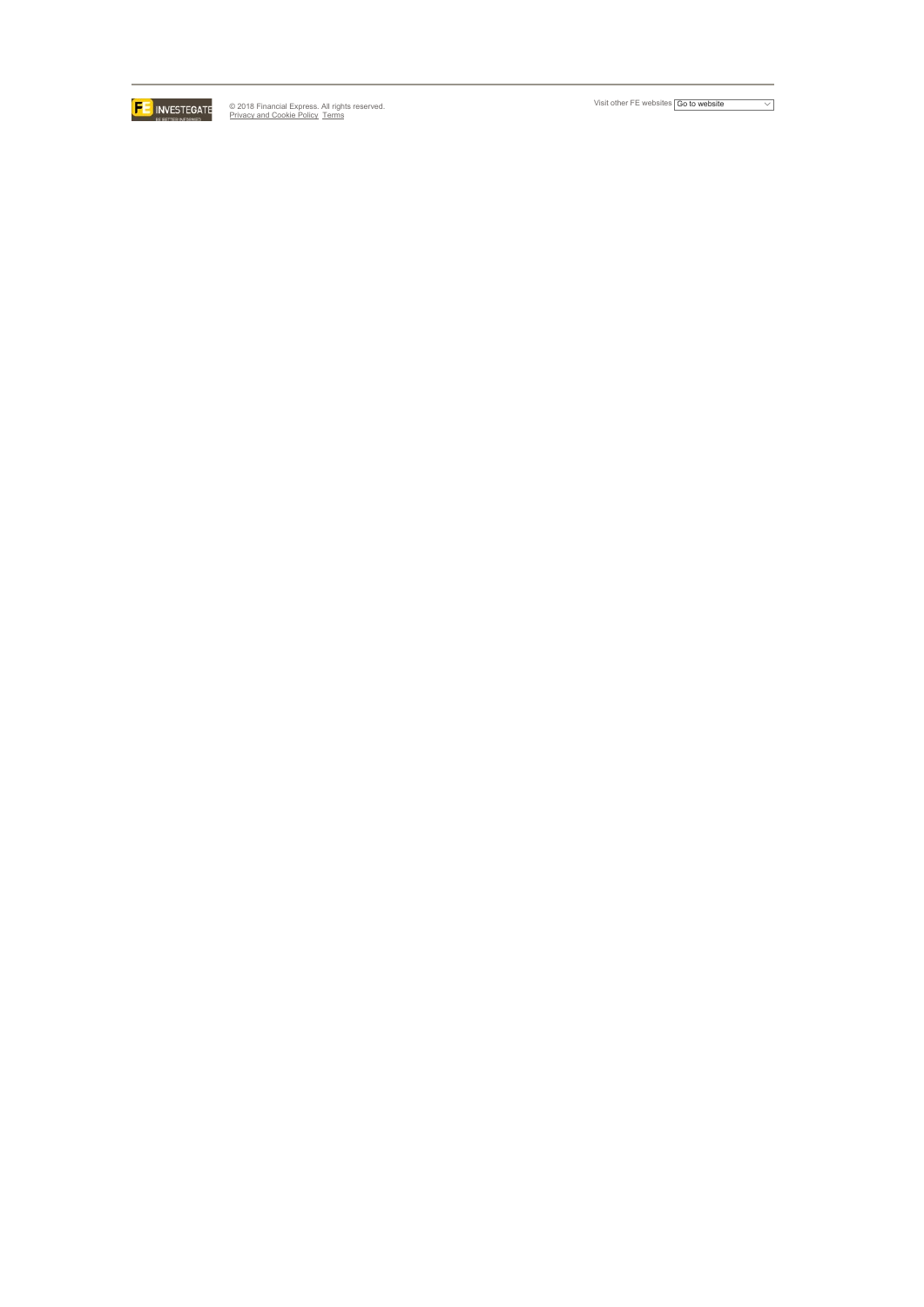FE INVESTEGATE

© 2018 Financial Express. All rights reserved.
Privacy and Cookie Policy Terms

Visit other FE websites Go to website